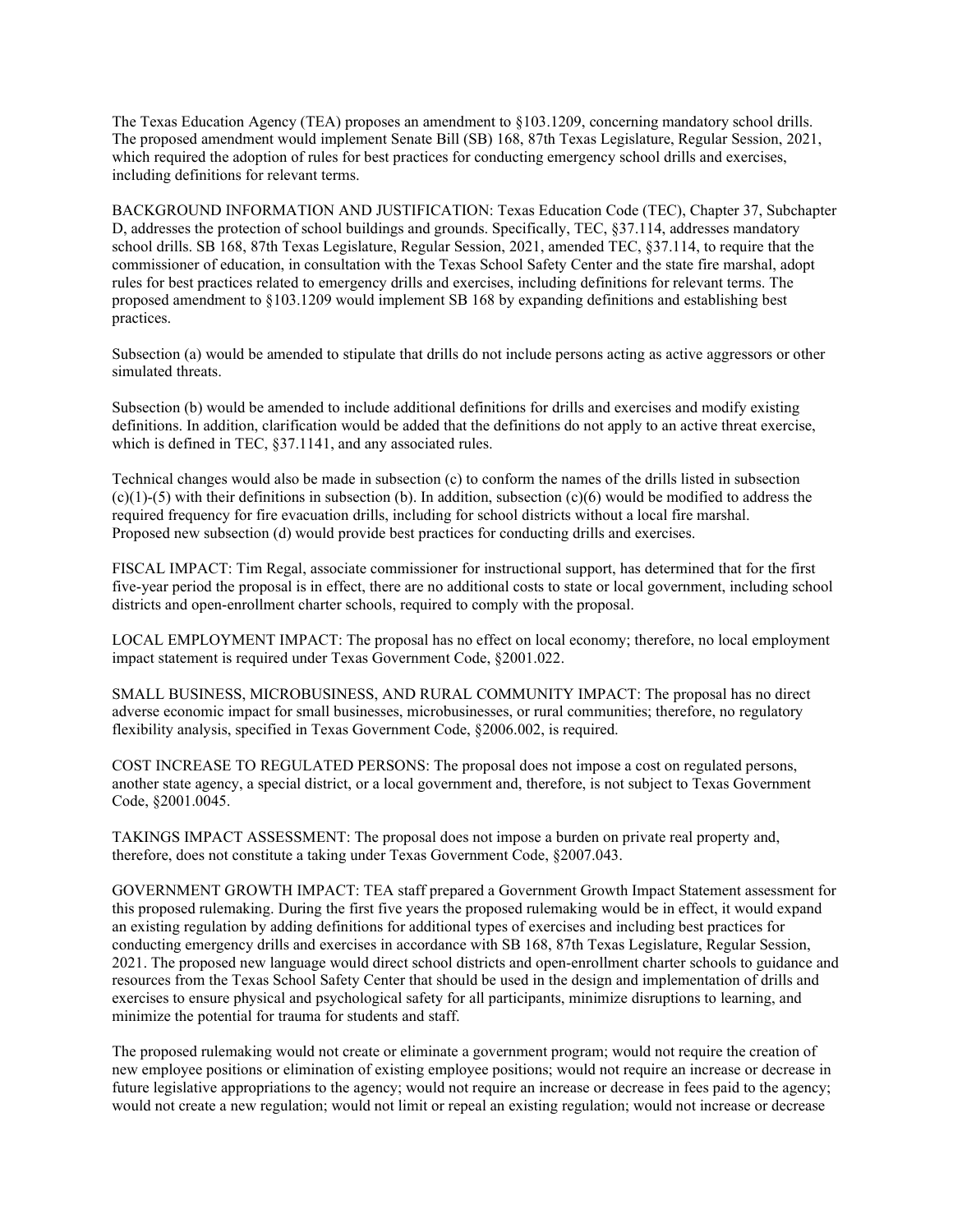The Texas Education Agency (TEA) proposes an amendment to §103.1209, concerning mandatory school drills. The proposed amendment would implement Senate Bill (SB) 168, 87th Texas Legislature, Regular Session, 2021, which required the adoption of rules for best practices for conducting emergency school drills and exercises, including definitions for relevant terms.

BACKGROUND INFORMATION AND JUSTIFICATION: Texas Education Code (TEC), Chapter 37, Subchapter D, addresses the protection of school buildings and grounds. Specifically, TEC, §37.114, addresses mandatory school drills. SB 168, 87th Texas Legislature, Regular Session, 2021, amended TEC, §37.114, to require that the commissioner of education, in consultation with the Texas School Safety Center and the state fire marshal, adopt rules for best practices related to emergency drills and exercises, including definitions for relevant terms. The proposed amendment to §103.1209 would implement SB 168 by expanding definitions and establishing best practices.

Subsection (a) would be amended to stipulate that drills do not include persons acting as active aggressors or other simulated threats.

Subsection (b) would be amended to include additional definitions for drills and exercises and modify existing definitions. In addition, clarification would be added that the definitions do not apply to an active threat exercise, which is defined in TEC, §37.1141, and any associated rules.

Technical changes would also be made in subsection (c) to conform the names of the drills listed in subsection (c)(1)-(5) with their definitions in subsection (b). In addition, subsection (c)(6) would be modified to address the required frequency for fire evacuation drills, including for school districts without a local fire marshal. Proposed new subsection (d) would provide best practices for conducting drills and exercises.

FISCAL IMPACT: Tim Regal, associate commissioner for instructional support, has determined that for the first five-year period the proposal is in effect, there are no additional costs to state or local government, including school districts and open-enrollment charter schools, required to comply with the proposal.

LOCAL EMPLOYMENT IMPACT: The proposal has no effect on local economy; therefore, no local employment impact statement is required under Texas Government Code, §2001.022.

SMALL BUSINESS, MICROBUSINESS, AND RURAL COMMUNITY IMPACT: The proposal has no direct adverse economic impact for small businesses, microbusinesses, or rural communities; therefore, no regulatory flexibility analysis, specified in Texas Government Code, §2006.002, is required.

COST INCREASE TO REGULATED PERSONS: The proposal does not impose a cost on regulated persons, another state agency, a special district, or a local government and, therefore, is not subject to Texas Government Code, §2001.0045.

TAKINGS IMPACT ASSESSMENT: The proposal does not impose a burden on private real property and, therefore, does not constitute a taking under Texas Government Code, §2007.043.

GOVERNMENT GROWTH IMPACT: TEA staff prepared a Government Growth Impact Statement assessment for this proposed rulemaking. During the first five years the proposed rulemaking would be in effect, it would expand an existing regulation by adding definitions for additional types of exercises and including best practices for conducting emergency drills and exercises in accordance with SB 168, 87th Texas Legislature, Regular Session, 2021. The proposed new language would direct school districts and open-enrollment charter schools to guidance and resources from the Texas School Safety Center that should be used in the design and implementation of drills and exercises to ensure physical and psychological safety for all participants, minimize disruptions to learning, and minimize the potential for trauma for students and staff.

The proposed rulemaking would not create or eliminate a government program; would not require the creation of new employee positions or elimination of existing employee positions; would not require an increase or decrease in future legislative appropriations to the agency; would not require an increase or decrease in fees paid to the agency; would not create a new regulation; would not limit or repeal an existing regulation; would not increase or decrease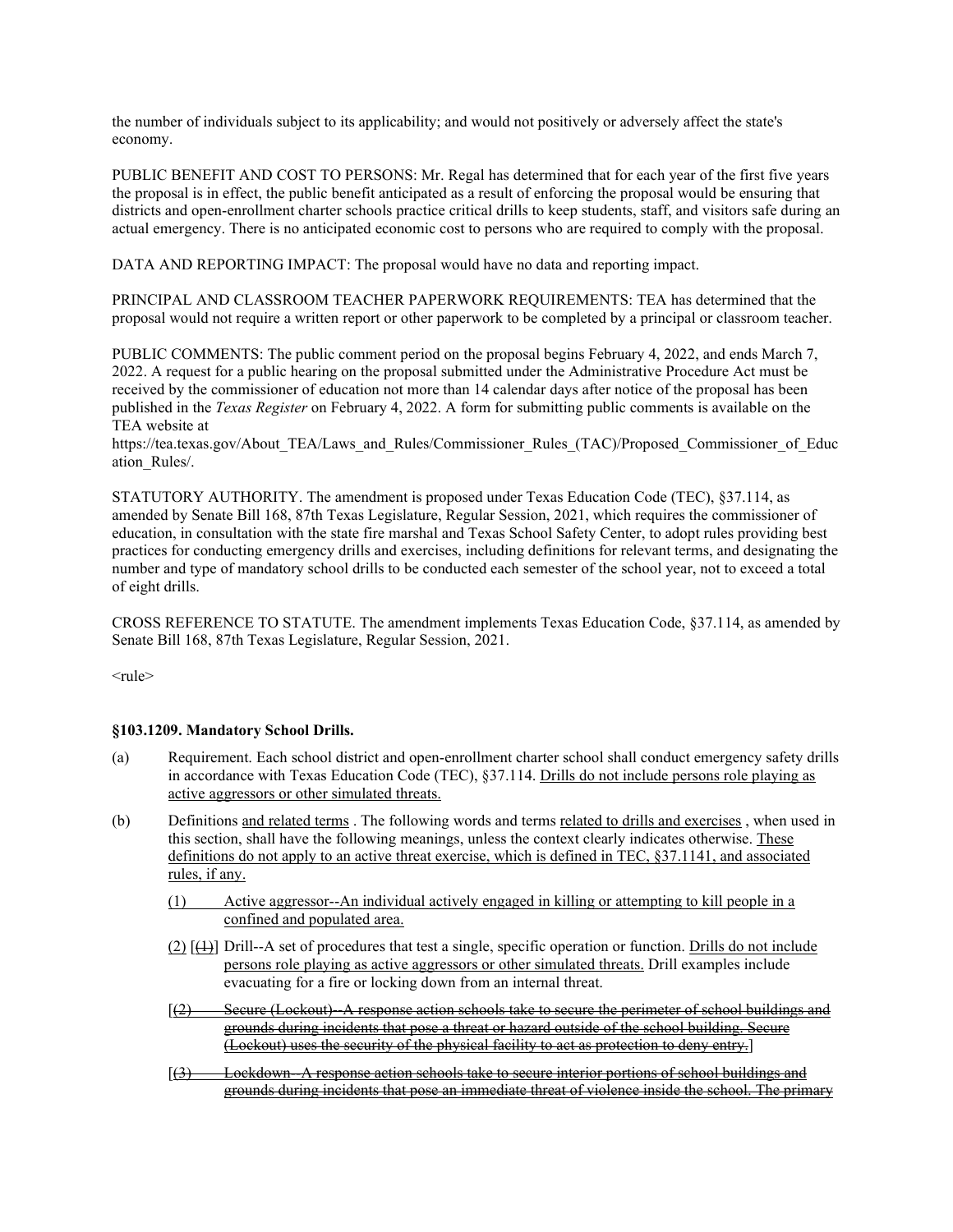the number of individuals subject to its applicability; and would not positively or adversely affect the state's economy.

PUBLIC BENEFIT AND COST TO PERSONS: Mr. Regal has determined that for each year of the first five years the proposal is in effect, the public benefit anticipated as a result of enforcing the proposal would be ensuring that districts and open-enrollment charter schools practice critical drills to keep students, staff, and visitors safe during an actual emergency. There is no anticipated economic cost to persons who are required to comply with the proposal.

DATA AND REPORTING IMPACT: The proposal would have no data and reporting impact.

PRINCIPAL AND CLASSROOM TEACHER PAPERWORK REQUIREMENTS: TEA has determined that the proposal would not require a written report or other paperwork to be completed by a principal or classroom teacher.

PUBLIC COMMENTS: The public comment period on the proposal begins February 4, 2022, and ends March 7, 2022. A request for a public hearing on the proposal submitted under the Administrative Procedure Act must be received by the commissioner of education not more than 14 calendar days after notice of the proposal has been published in the *Texas Register* on February 4, 2022. A form for submitting public comments is available on the TEA website at https://tea.texas.gov/About_TEA/Laws_and_Rules/Commissioner_Rules_(TAC)/Proposed_Commissioner_of_Education_Rules/.

STATUTORY AUTHORITY. The amendment is proposed under Texas Education Code (TEC), §37.114, as amended by Senate Bill 168, 87th Texas Legislature, Regular Session, 2021, which requires the commissioner of education, in consultation with the state fire marshal and Texas School Safety Center, to adopt rules providing best practices for conducting emergency drills and exercises, including definitions for relevant terms, and designating the number and type of mandatory school drills to be conducted each semester of the school year, not to exceed a total of eight drills.

CROSS REFERENCE TO STATUTE. The amendment implements Texas Education Code, §37.114, as amended by Senate Bill 168, 87th Texas Legislature, Regular Session, 2021.

<rule>

**§103.1209. Mandatory School Drills.**

(a) Requirement. Each school district and open-enrollment charter school shall conduct emergency safety drills in accordance with Texas Education Code (TEC), §37.114. <u>Drills do not include persons role playing as active aggressors or other simulated threats.</u>

(b) Definitions <u>and related terms</u> . The following words and terms <u>related to drills and exercises</u> , when used in this section, shall have the following meanings, unless the context clearly indicates otherwise. <u>These definitions do not apply to an active threat exercise, which is defined in TEC, §37.1141, and associated rules, if any.</u>

  <u>(1)</u> <u>Active aggressor--An individual actively engaged in killing or attempting to kill people in a confined and populated area.</u>

  <u>(2)</u> [~~(1)~~] Drill--A set of procedures that test a single, specific operation or function. <u>Drills do not include persons role playing as active aggressors or other simulated threats.</u> Drill examples include evacuating for a fire or locking down from an internal threat.

  [~~(2) Secure (Lockout)--A response action schools take to secure the perimeter of school buildings and grounds during incidents that pose a threat or hazard outside of the school building. Secure (Lockout) uses the security of the physical facility to act as protection to deny entry.~~]

  [~~(3) Lockdown--A response action schools take to secure interior portions of school buildings and grounds during incidents that pose an immediate threat of violence inside the school. The primary~~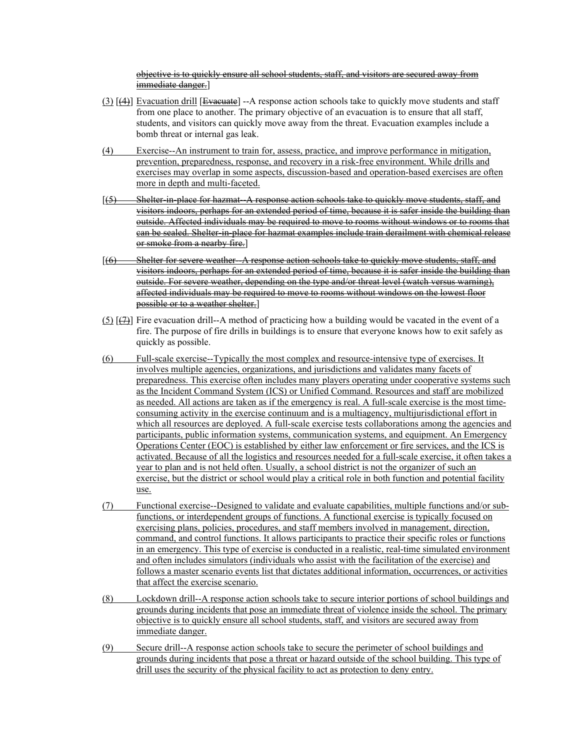~~objective is to quickly ensure all school students, staff, and visitors are secured away from immediate danger.~~]

(3) [~~(4)~~] Evacuation drill [~~Evacuate~~] --A response action schools take to quickly move students and staff from one place to another. The primary objective of an evacuation is to ensure that all staff, students, and visitors can quickly move away from the threat. Evacuation examples include a bomb threat or internal gas leak.

(4) Exercise--An instrument to train for, assess, practice, and improve performance in mitigation, prevention, preparedness, response, and recovery in a risk-free environment. While drills and exercises may overlap in some aspects, discussion-based and operation-based exercises are often more in depth and multi-faceted.

[~~(5) Shelter-in-place for hazmat--A response action schools take to quickly move students, staff, and visitors indoors, perhaps for an extended period of time, because it is safer inside the building than outside. Affected individuals may be required to move to rooms without windows or to rooms that can be sealed. Shelter-in-place for hazmat examples include train derailment with chemical release or smoke from a nearby fire.~~]

[~~(6) Shelter for severe weather--A response action schools take to quickly move students, staff, and visitors indoors, perhaps for an extended period of time, because it is safer inside the building than outside. For severe weather, depending on the type and/or threat level (watch versus warning), affected individuals may be required to move to rooms without windows on the lowest floor possible or to a weather shelter.~~]

(5) [~~(7)~~] Fire evacuation drill--A method of practicing how a building would be vacated in the event of a fire. The purpose of fire drills in buildings is to ensure that everyone knows how to exit safely as quickly as possible.

(6) Full-scale exercise--Typically the most complex and resource-intensive type of exercises. It involves multiple agencies, organizations, and jurisdictions and validates many facets of preparedness. This exercise often includes many players operating under cooperative systems such as the Incident Command System (ICS) or Unified Command. Resources and staff are mobilized as needed. All actions are taken as if the emergency is real. A full-scale exercise is the most time-consuming activity in the exercise continuum and is a multiagency, multijurisdictional effort in which all resources are deployed. A full-scale exercise tests collaborations among the agencies and participants, public information systems, communication systems, and equipment. An Emergency Operations Center (EOC) is established by either law enforcement or fire services, and the ICS is activated. Because of all the logistics and resources needed for a full-scale exercise, it often takes a year to plan and is not held often. Usually, a school district is not the organizer of such an exercise, but the district or school would play a critical role in both function and potential facility use.

(7) Functional exercise--Designed to validate and evaluate capabilities, multiple functions and/or sub-functions, or interdependent groups of functions. A functional exercise is typically focused on exercising plans, policies, procedures, and staff members involved in management, direction, command, and control functions. It allows participants to practice their specific roles or functions in an emergency. This type of exercise is conducted in a realistic, real-time simulated environment and often includes simulators (individuals who assist with the facilitation of the exercise) and follows a master scenario events list that dictates additional information, occurrences, or activities that affect the exercise scenario.

(8) Lockdown drill--A response action schools take to secure interior portions of school buildings and grounds during incidents that pose an immediate threat of violence inside the school. The primary objective is to quickly ensure all school students, staff, and visitors are secured away from immediate danger.

(9) Secure drill--A response action schools take to secure the perimeter of school buildings and grounds during incidents that pose a threat or hazard outside of the school building. This type of drill uses the security of the physical facility to act as protection to deny entry.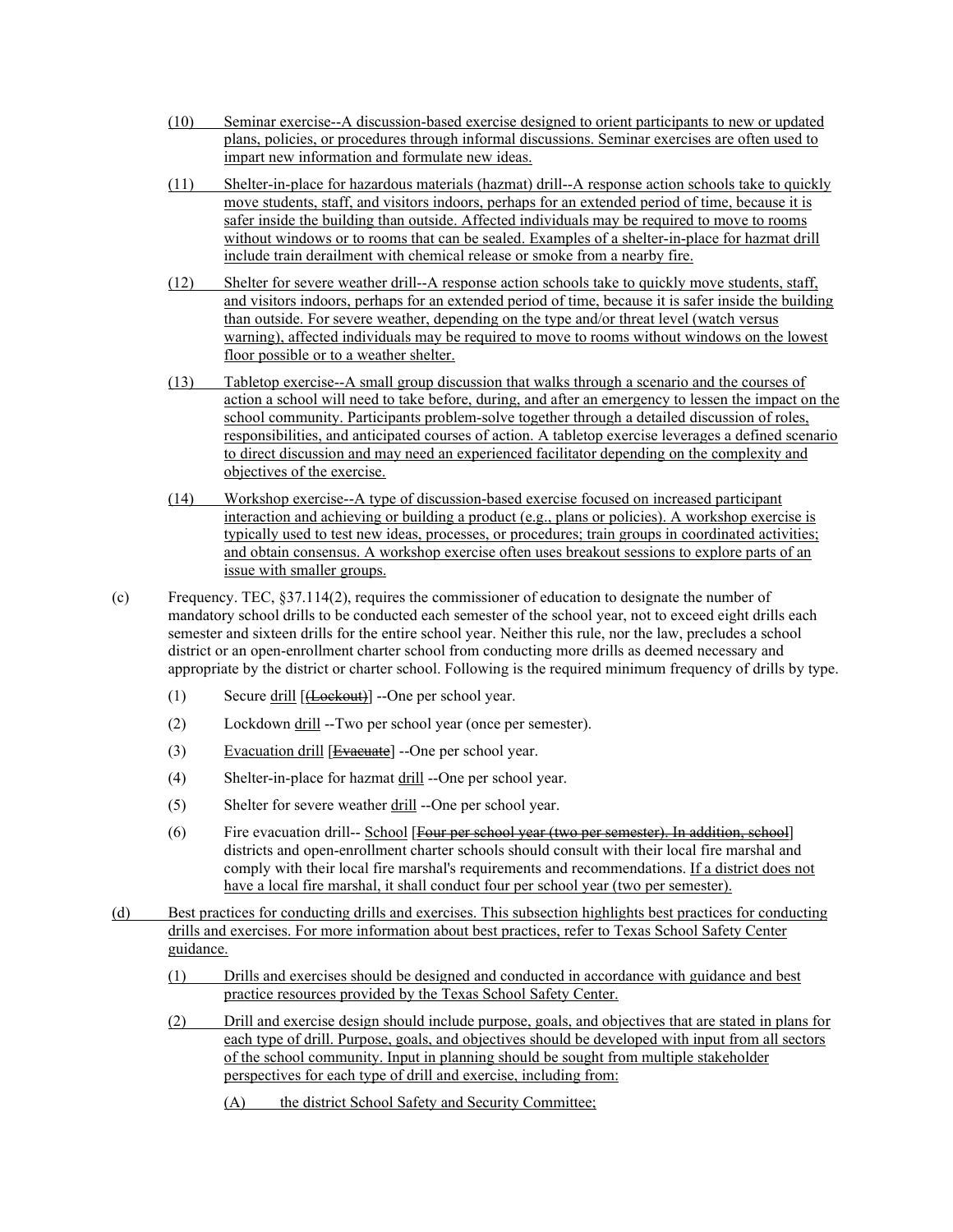(10) Seminar exercise--A discussion-based exercise designed to orient participants to new or updated plans, policies, or procedures through informal discussions. Seminar exercises are often used to impart new information and formulate new ideas.

(11) Shelter-in-place for hazardous materials (hazmat) drill--A response action schools take to quickly move students, staff, and visitors indoors, perhaps for an extended period of time, because it is safer inside the building than outside. Affected individuals may be required to move to rooms without windows or to rooms that can be sealed. Examples of a shelter-in-place for hazmat drill include train derailment with chemical release or smoke from a nearby fire.

(12) Shelter for severe weather drill--A response action schools take to quickly move students, staff, and visitors indoors, perhaps for an extended period of time, because it is safer inside the building than outside. For severe weather, depending on the type and/or threat level (watch versus warning), affected individuals may be required to move to rooms without windows on the lowest floor possible or to a weather shelter.

(13) Tabletop exercise--A small group discussion that walks through a scenario and the courses of action a school will need to take before, during, and after an emergency to lessen the impact on the school community. Participants problem-solve together through a detailed discussion of roles, responsibilities, and anticipated courses of action. A tabletop exercise leverages a defined scenario to direct discussion and may need an experienced facilitator depending on the complexity and objectives of the exercise.

(14) Workshop exercise--A type of discussion-based exercise focused on increased participant interaction and achieving or building a product (e.g., plans or policies). A workshop exercise is typically used to test new ideas, processes, or procedures; train groups in coordinated activities; and obtain consensus. A workshop exercise often uses breakout sessions to explore parts of an issue with smaller groups.

(c) Frequency. TEC, §37.114(2), requires the commissioner of education to designate the number of mandatory school drills to be conducted each semester of the school year, not to exceed eight drills each semester and sixteen drills for the entire school year. Neither this rule, nor the law, precludes a school district or an open-enrollment charter school from conducting more drills as deemed necessary and appropriate by the district or charter school. Following is the required minimum frequency of drills by type.

(1) Secure drill [~~(Lockout)~~] --One per school year.

(2) Lockdown drill --Two per school year (once per semester).

(3) Evacuation drill [~~Evacuate~~] --One per school year.

(4) Shelter-in-place for hazmat drill --One per school year.

(5) Shelter for severe weather drill --One per school year.

(6) Fire evacuation drill-- School [~~Four per school year (two per semester). In addition, school~~] districts and open-enrollment charter schools should consult with their local fire marshal and comply with their local fire marshal's requirements and recommendations. If a district does not have a local fire marshal, it shall conduct four per school year (two per semester).

(d) Best practices for conducting drills and exercises. This subsection highlights best practices for conducting drills and exercises. For more information about best practices, refer to Texas School Safety Center guidance.

(1) Drills and exercises should be designed and conducted in accordance with guidance and best practice resources provided by the Texas School Safety Center.

(2) Drill and exercise design should include purpose, goals, and objectives that are stated in plans for each type of drill. Purpose, goals, and objectives should be developed with input from all sectors of the school community. Input in planning should be sought from multiple stakeholder perspectives for each type of drill and exercise, including from:

(A) the district School Safety and Security Committee;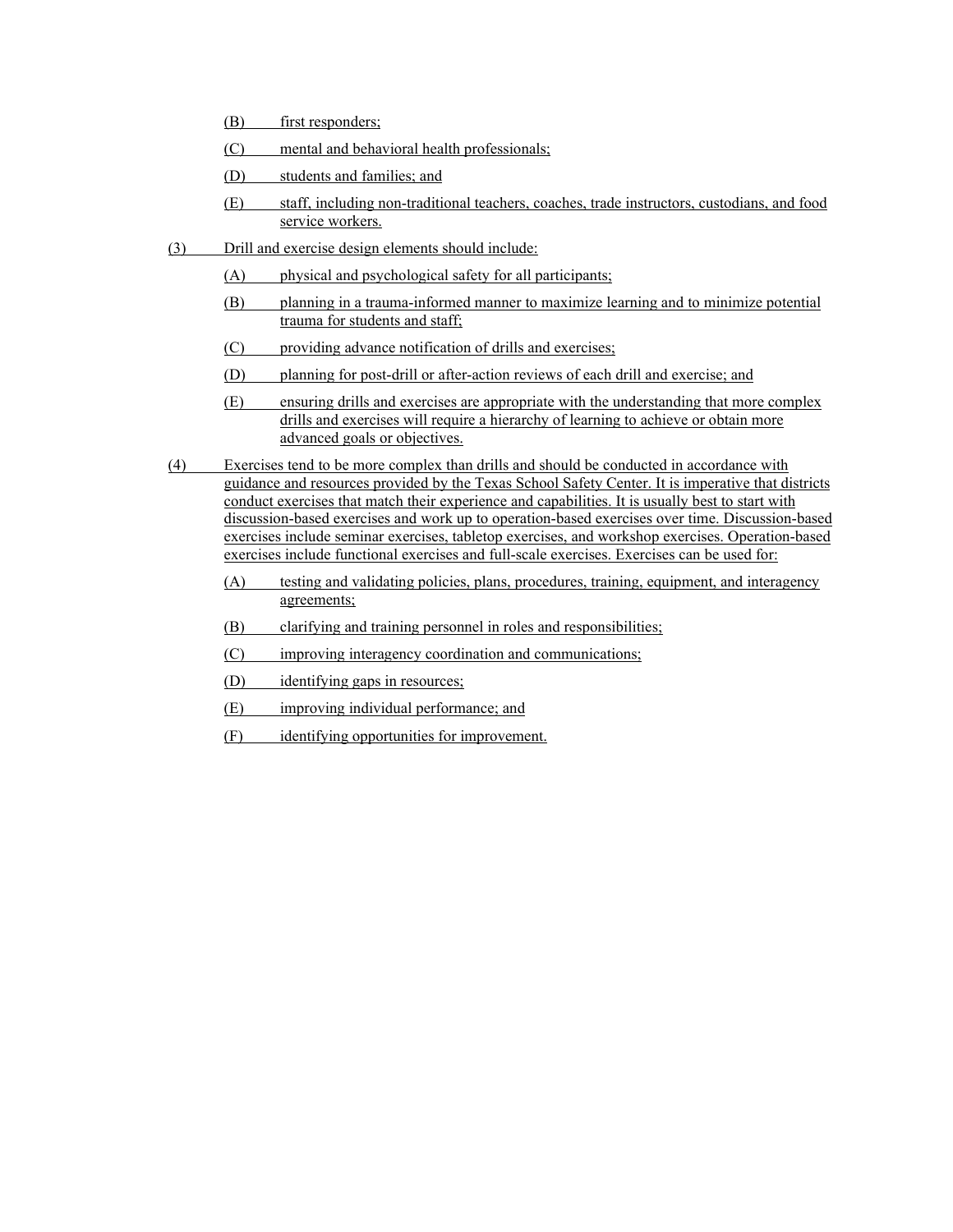(B) first responders;

(C) mental and behavioral health professionals;

(D) students and families; and

(E) staff, including non-traditional teachers, coaches, trade instructors, custodians, and food service workers.

(3) Drill and exercise design elements should include:

(A) physical and psychological safety for all participants;

(B) planning in a trauma-informed manner to maximize learning and to minimize potential trauma for students and staff;

(C) providing advance notification of drills and exercises;

(D) planning for post-drill or after-action reviews of each drill and exercise; and

(E) ensuring drills and exercises are appropriate with the understanding that more complex drills and exercises will require a hierarchy of learning to achieve or obtain more advanced goals or objectives.

(4) Exercises tend to be more complex than drills and should be conducted in accordance with guidance and resources provided by the Texas School Safety Center. It is imperative that districts conduct exercises that match their experience and capabilities. It is usually best to start with discussion-based exercises and work up to operation-based exercises over time. Discussion-based exercises include seminar exercises, tabletop exercises, and workshop exercises. Operation-based exercises include functional exercises and full-scale exercises. Exercises can be used for:

(A) testing and validating policies, plans, procedures, training, equipment, and interagency agreements;

(B) clarifying and training personnel in roles and responsibilities;

(C) improving interagency coordination and communications;

(D) identifying gaps in resources;

(E) improving individual performance; and

(F) identifying opportunities for improvement.